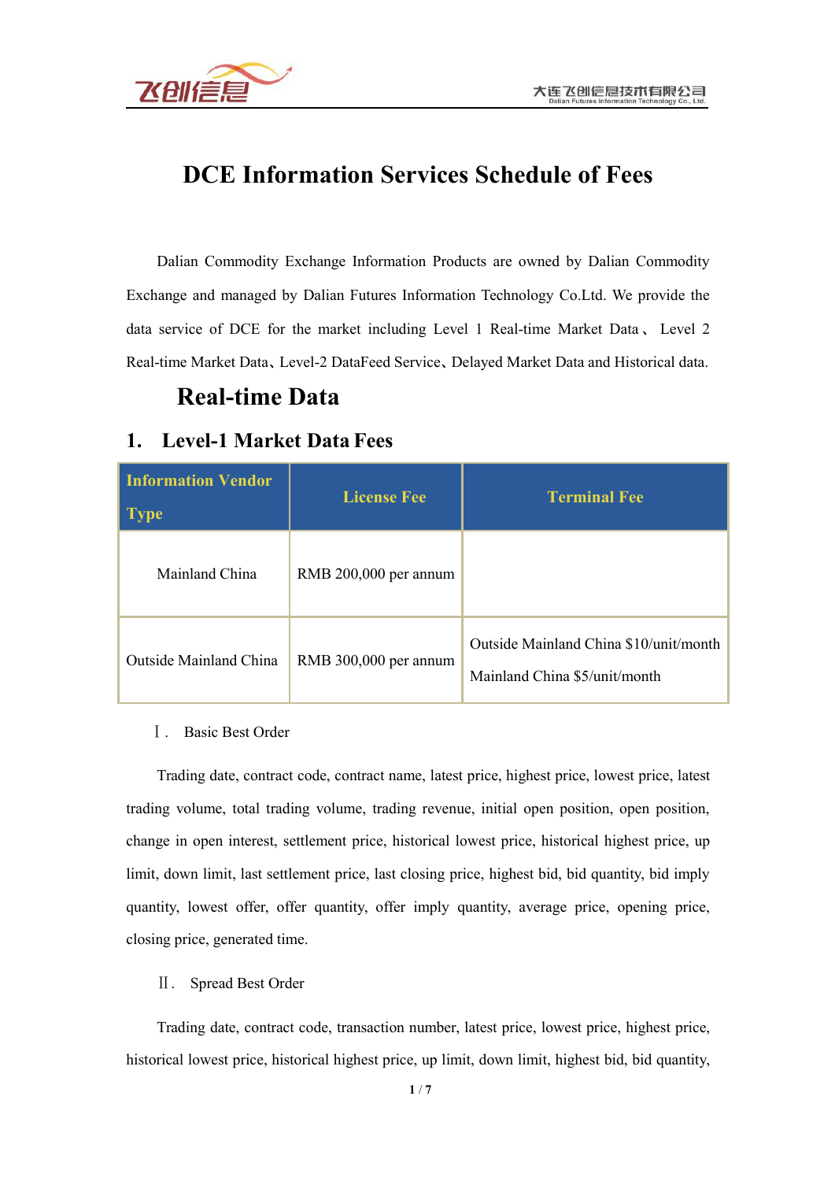# DCE Information Services Schedule of Fees

Dalian Commodity Exchange Information Products are owned by Dalian Commodity Exchange and managed by Dalian Futures Information Technology Co.Ltd. We provide the data service of DCE for the market including Level 1 Real-time Market Data、 Level 2 Real-time Market Data、Level-2 DataFeed Service、Delayed Market Data and Historical data.

## Real-time Data

### 1. Level-1 Market Data Fees

| Information Vendor Type | License Fee | Terminal Fee |
|---|---|---|
| Mainland China | RMB 200,000 per annum | |
| Outside Mainland China | RMB 300,000 per annum | Outside Mainland China $10/unit/month<br>Mainland China $5/unit/month |

Ⅰ. Basic Best Order

Trading date, contract code, contract name, latest price, highest price, lowest price, latest trading volume, total trading volume, trading revenue, initial open position, open position, change in open interest, settlement price, historical lowest price, historical highest price, up limit, down limit, last settlement price, last closing price, highest bid, bid quantity, bid imply quantity, lowest offer, offer quantity, offer imply quantity, average price, opening price, closing price, generated time.

Ⅱ. Spread Best Order

Trading date, contract code, transaction number, latest price, lowest price, highest price, historical lowest price, historical highest price, up limit, down limit, highest bid, bid quantity,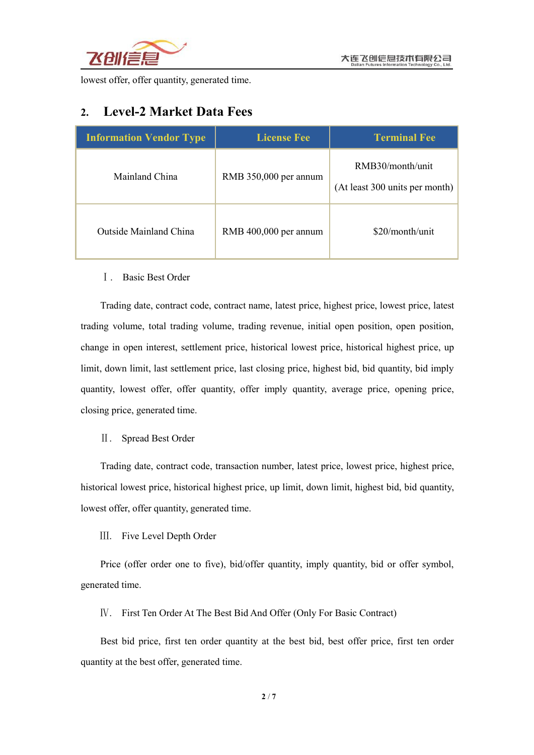lowest offer, offer quantity, generated time.

## 2. Level-2 Market Data Fees

| Information Vendor Type | License Fee | Terminal Fee |
|---|---|---|
| Mainland China | RMB 350,000 per annum | RMB30/month/unit (At least 300 units per month) |
| Outside Mainland China | RMB 400,000 per annum | $20/month/unit |

Ⅰ. Basic Best Order

Trading date, contract code, contract name, latest price, highest price, lowest price, latest trading volume, total trading volume, trading revenue, initial open position, open position, change in open interest, settlement price, historical lowest price, historical highest price, up limit, down limit, last settlement price, last closing price, highest bid, bid quantity, bid imply quantity, lowest offer, offer quantity, offer imply quantity, average price, opening price, closing price, generated time.

Ⅱ. Spread Best Order

Trading date, contract code, transaction number, latest price, lowest price, highest price, historical lowest price, historical highest price, up limit, down limit, highest bid, bid quantity, lowest offer, offer quantity, generated time.

Ⅲ. Five Level Depth Order

Price (offer order one to five), bid/offer quantity, imply quantity, bid or offer symbol, generated time.

Ⅳ. First Ten Order At The Best Bid And Offer (Only For Basic Contract)

Best bid price, first ten order quantity at the best bid, best offer price, first ten order quantity at the best offer, generated time.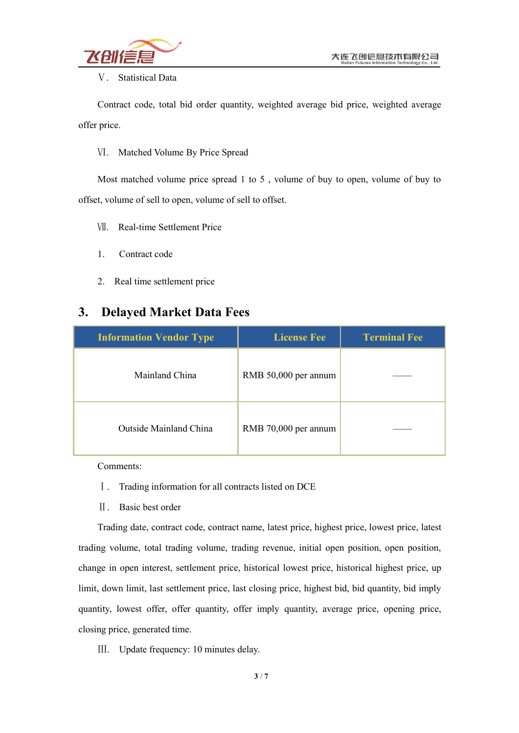Ⅴ. Statistical Data

Contract code, total bid order quantity, weighted average bid price, weighted average offer price.

Ⅵ. Matched Volume By Price Spread

Most matched volume price spread 1 to 5 , volume of buy to open, volume of buy to offset, volume of sell to open, volume of sell to offset.

Ⅶ. Real-time Settlement Price

1. Contract code

2. Real time settlement price

## 3. Delayed Market Data Fees

| Information Vendor Type | License Fee | Terminal Fee |
|---|---|---|
| Mainland China | RMB 50,000 per annum | —— |
| Outside Mainland China | RMB 70,000 per annum | —— |

Comments:

Ⅰ. Trading information for all contracts listed on DCE

Ⅱ. Basic best order

Trading date, contract code, contract name, latest price, highest price, lowest price, latest trading volume, total trading volume, trading revenue, initial open position, open position, change in open interest, settlement price, historical lowest price, historical highest price, up limit, down limit, last settlement price, last closing price, highest bid, bid quantity, bid imply quantity, lowest offer, offer quantity, offer imply quantity, average price, opening price, closing price, generated time.

Ⅲ. Update frequency: 10 minutes delay.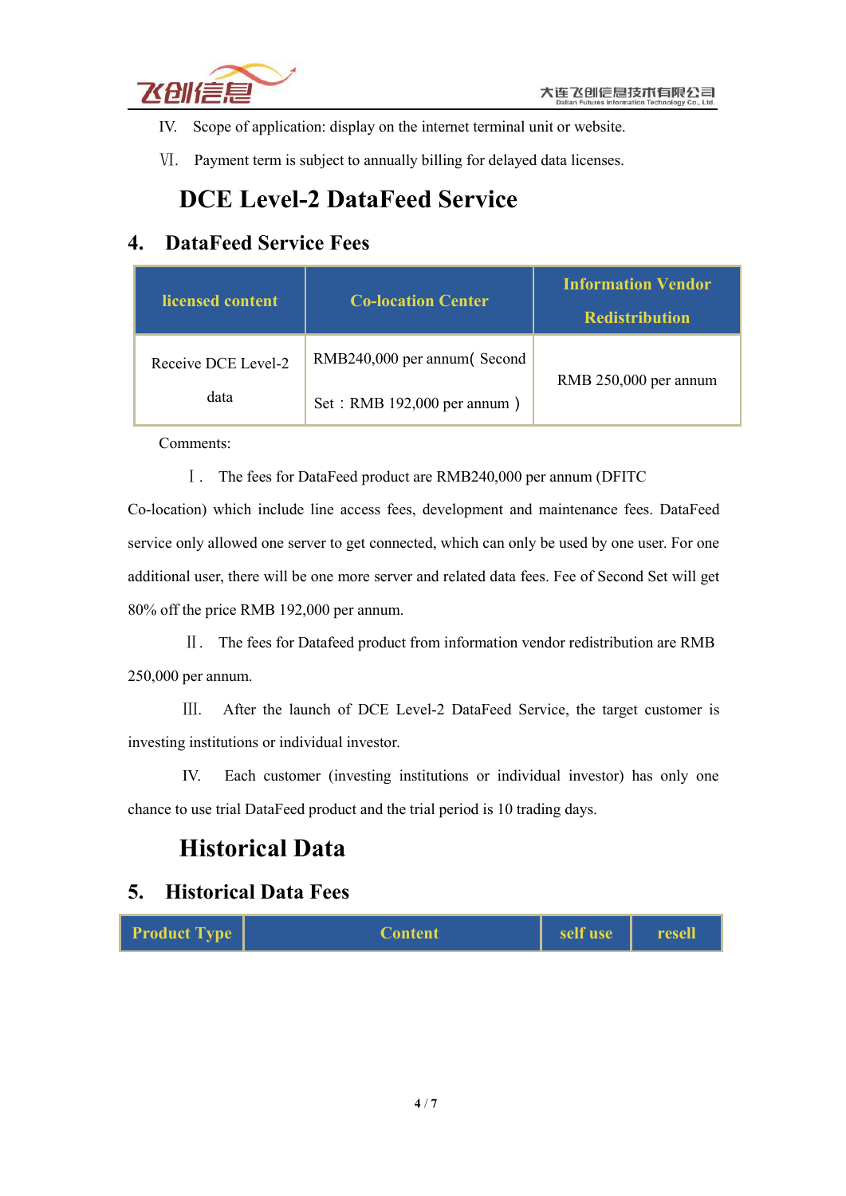IV. Scope of application: display on the internet terminal unit or website.

Ⅵ. Payment term is subject to annually billing for delayed data licenses.

# DCE Level-2 DataFeed Service

## 4. DataFeed Service Fees

| licensed content | Co-location Center | Information Vendor Redistribution |
|---|---|---|
| Receive DCE Level-2 data | RMB240,000 per annum( Second Set：RMB 192,000 per annum ） | RMB 250,000 per annum |

Comments:

Ⅰ. The fees for DataFeed product are RMB240,000 per annum (DFITC Co-location) which include line access fees, development and maintenance fees. DataFeed service only allowed one server to get connected, which can only be used by one user. For one additional user, there will be one more server and related data fees. Fee of Second Set will get 80% off the price RMB 192,000 per annum.

Ⅱ. The fees for Datafeed product from information vendor redistribution are RMB 250,000 per annum.

Ⅲ. After the launch of DCE Level-2 DataFeed Service, the target customer is investing institutions or individual investor.

IV. Each customer (investing institutions or individual investor) has only one chance to use trial DataFeed product and the trial period is 10 trading days.

# Historical Data

## 5. Historical Data Fees

| Product Type | Content | self use | resell |
|---|---|---|---|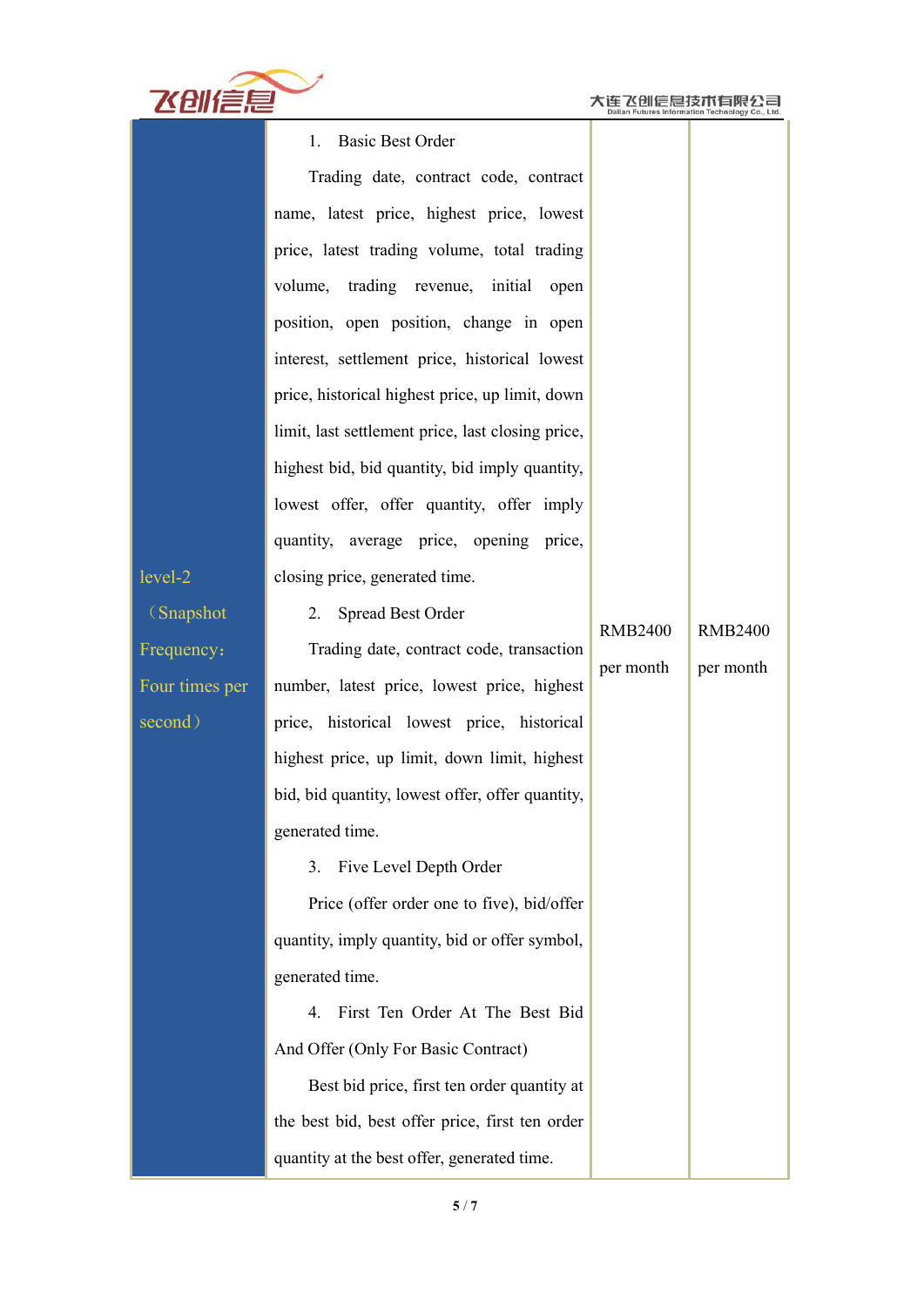| level-2 (Snapshot Frequency: Four times per second) | 1. Basic Best Order<br>Trading date, contract code, contract name, latest price, highest price, lowest price, latest trading volume, total trading volume, trading revenue, initial open position, open position, change in open interest, settlement price, historical lowest price, historical highest price, up limit, down limit, last settlement price, last closing price, highest bid, bid quantity, bid imply quantity, lowest offer, offer quantity, offer imply quantity, average price, opening price, closing price, generated time.<br>2. Spread Best Order<br>Trading date, contract code, transaction number, latest price, lowest price, highest price, historical lowest price, historical highest price, up limit, down limit, highest bid, bid quantity, lowest offer, offer quantity, generated time.<br>3. Five Level Depth Order<br>Price (offer order one to five), bid/offer quantity, imply quantity, bid or offer symbol, generated time.<br>4. First Ten Order At The Best Bid And Offer (Only For Basic Contract)<br>Best bid price, first ten order quantity at the best bid, best offer price, first ten order quantity at the best offer, generated time. | RMB2400 per month | RMB2400 per month |
|---|---|---|---|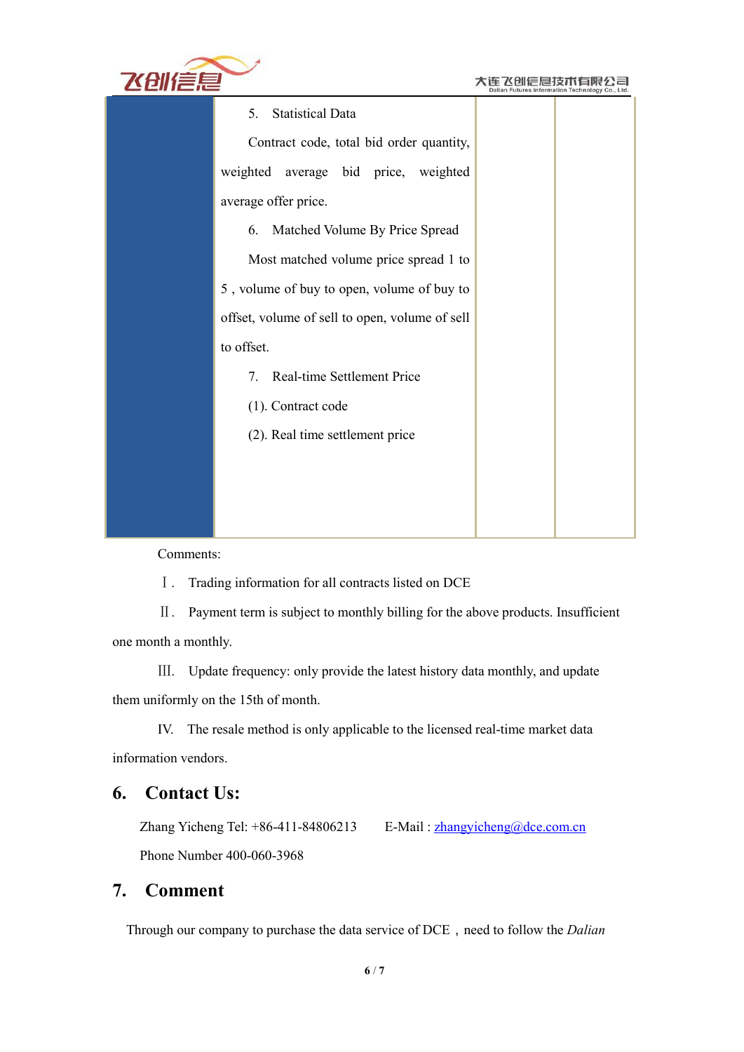| | | | |
|---|---|---|---|
| | 5. Statistical Data<br><br>Contract code, total bid order quantity, weighted average bid price, weighted average offer price.<br><br>6. Matched Volume By Price Spread<br><br>Most matched volume price spread 1 to 5 , volume of buy to open, volume of buy to offset, volume of sell to open, volume of sell to offset.<br><br>7. Real-time Settlement Price<br><br>(1). Contract code<br><br>(2). Real time settlement price | | |

Comments:

Ⅰ. Trading information for all contracts listed on DCE

Ⅱ. Payment term is subject to monthly billing for the above products. Insufficient one month a monthly.

Ⅲ. Update frequency: only provide the latest history data monthly, and update them uniformly on the 15th of month.

IV. The resale method is only applicable to the licensed real-time market data information vendors.

## 6. Contact Us:

Zhang Yicheng Tel: +86-411-84806213    E-Mail : zhangyicheng@dce.com.cn

Phone Number 400-060-3968

## 7. Comment

Through our company to purchase the data service of DCE，need to follow the *Dalian*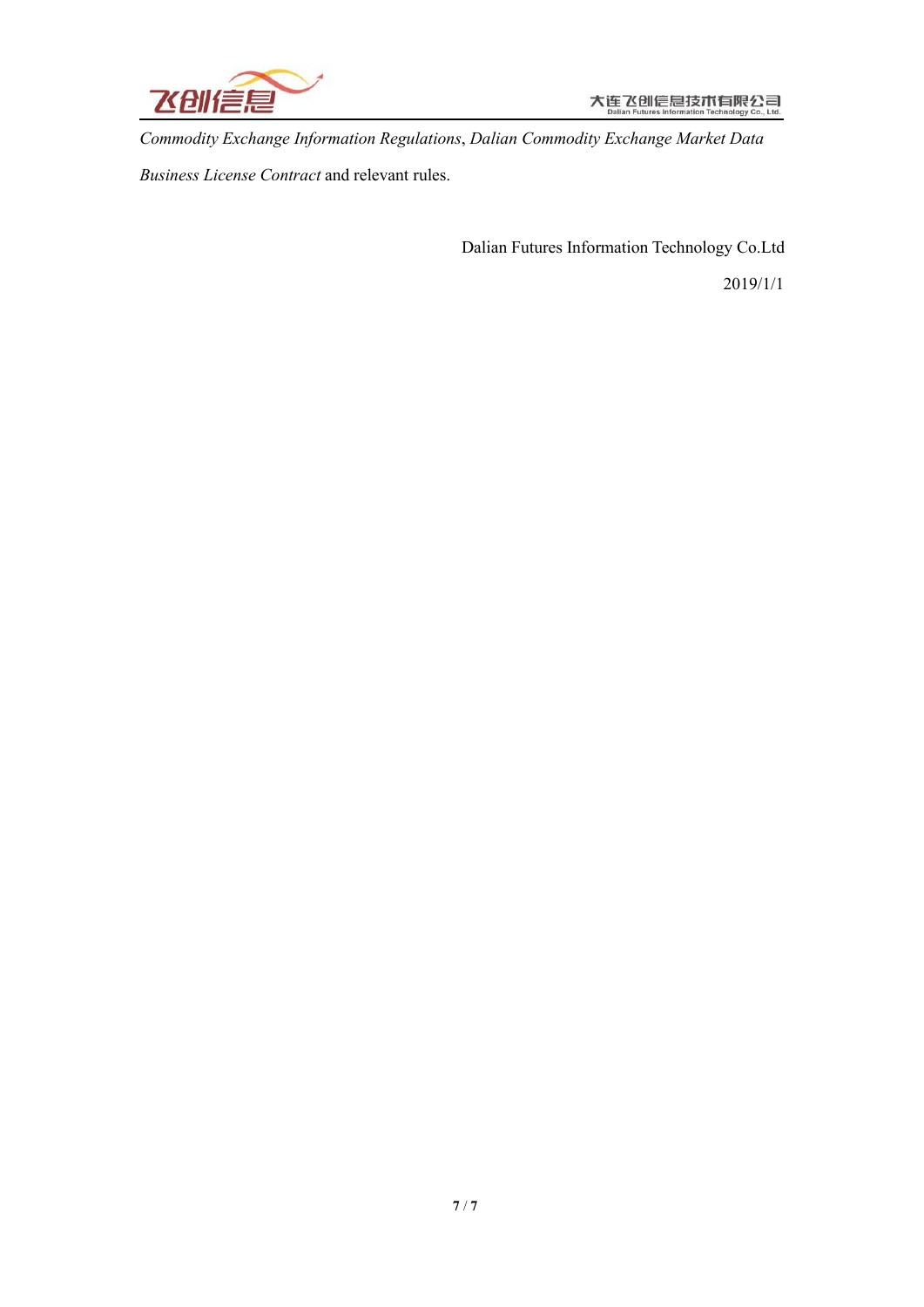*Commodity Exchange Information Regulations*, *Dalian Commodity Exchange Market Data Business License Contract* and relevant rules.

Dalian Futures Information Technology Co.Ltd

2019/1/1